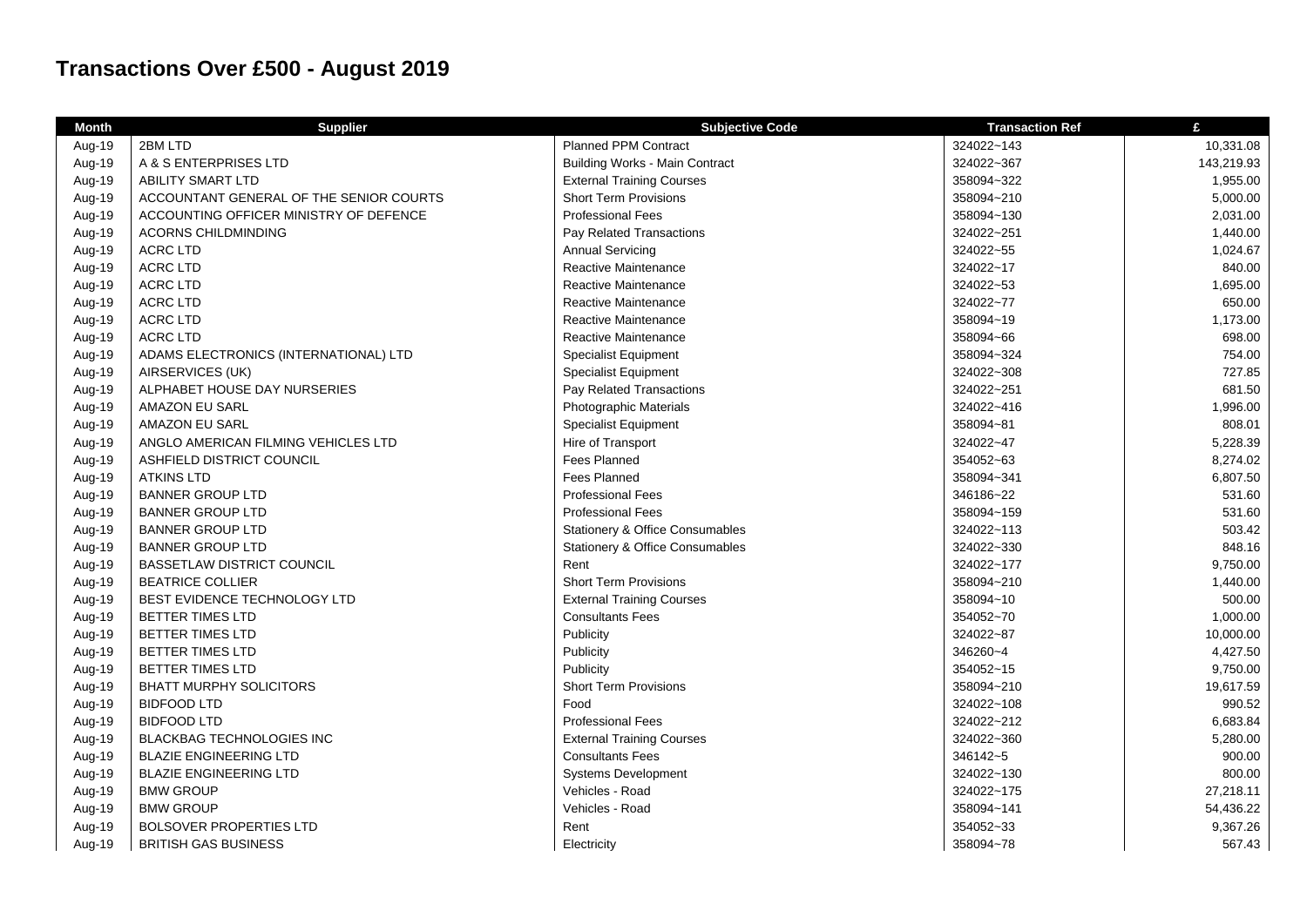# Transactions Over £500 - August 2019

| Month | Supplier | Subjective Code | Transaction Ref | £ |
|---|---|---|---|---|
| Aug-19 | 2BM LTD | Planned PPM Contract | 324022~143 | 10,331.08 |
| Aug-19 | A & S ENTERPRISES LTD | Building Works - Main Contract | 324022~367 | 143,219.93 |
| Aug-19 | ABILITY SMART LTD | External Training Courses | 358094~322 | 1,955.00 |
| Aug-19 | ACCOUNTANT GENERAL OF THE SENIOR COURTS | Short Term Provisions | 358094~210 | 5,000.00 |
| Aug-19 | ACCOUNTING OFFICER MINISTRY OF DEFENCE | Professional Fees | 358094~130 | 2,031.00 |
| Aug-19 | ACORNS CHILDMINDING | Pay Related Transactions | 324022~251 | 1,440.00 |
| Aug-19 | ACRC LTD | Annual Servicing | 324022~55 | 1,024.67 |
| Aug-19 | ACRC LTD | Reactive Maintenance | 324022~17 | 840.00 |
| Aug-19 | ACRC LTD | Reactive Maintenance | 324022~53 | 1,695.00 |
| Aug-19 | ACRC LTD | Reactive Maintenance | 324022~77 | 650.00 |
| Aug-19 | ACRC LTD | Reactive Maintenance | 358094~19 | 1,173.00 |
| Aug-19 | ACRC LTD | Reactive Maintenance | 358094~66 | 698.00 |
| Aug-19 | ADAMS ELECTRONICS (INTERNATIONAL) LTD | Specialist Equipment | 358094~324 | 754.00 |
| Aug-19 | AIRSERVICES (UK) | Specialist Equipment | 324022~308 | 727.85 |
| Aug-19 | ALPHABET HOUSE DAY NURSERIES | Pay Related Transactions | 324022~251 | 681.50 |
| Aug-19 | AMAZON EU SARL | Photographic Materials | 324022~416 | 1,996.00 |
| Aug-19 | AMAZON EU SARL | Specialist Equipment | 358094~81 | 808.01 |
| Aug-19 | ANGLO AMERICAN FILMING VEHICLES LTD | Hire of Transport | 324022~47 | 5,228.39 |
| Aug-19 | ASHFIELD DISTRICT COUNCIL | Fees Planned | 354052~63 | 8,274.02 |
| Aug-19 | ATKINS LTD | Fees Planned | 358094~341 | 6,807.50 |
| Aug-19 | BANNER GROUP LTD | Professional Fees | 346186~22 | 531.60 |
| Aug-19 | BANNER GROUP LTD | Professional Fees | 358094~159 | 531.60 |
| Aug-19 | BANNER GROUP LTD | Stationery & Office Consumables | 324022~113 | 503.42 |
| Aug-19 | BANNER GROUP LTD | Stationery & Office Consumables | 324022~330 | 848.16 |
| Aug-19 | BASSETLAW DISTRICT COUNCIL | Rent | 324022~177 | 9,750.00 |
| Aug-19 | BEATRICE COLLIER | Short Term Provisions | 358094~210 | 1,440.00 |
| Aug-19 | BEST EVIDENCE TECHNOLOGY LTD | External Training Courses | 358094~10 | 500.00 |
| Aug-19 | BETTER TIMES LTD | Consultants Fees | 354052~70 | 1,000.00 |
| Aug-19 | BETTER TIMES LTD | Publicity | 324022~87 | 10,000.00 |
| Aug-19 | BETTER TIMES LTD | Publicity | 346260~4 | 4,427.50 |
| Aug-19 | BETTER TIMES LTD | Publicity | 354052~15 | 9,750.00 |
| Aug-19 | BHATT MURPHY SOLICITORS | Short Term Provisions | 358094~210 | 19,617.59 |
| Aug-19 | BIDFOOD LTD | Food | 324022~108 | 990.52 |
| Aug-19 | BIDFOOD LTD | Professional Fees | 324022~212 | 6,683.84 |
| Aug-19 | BLACKBAG TECHNOLOGIES INC | External Training Courses | 324022~360 | 5,280.00 |
| Aug-19 | BLAZIE ENGINEERING LTD | Consultants Fees | 346142~5 | 900.00 |
| Aug-19 | BLAZIE ENGINEERING LTD | Systems Development | 324022~130 | 800.00 |
| Aug-19 | BMW GROUP | Vehicles - Road | 324022~175 | 27,218.11 |
| Aug-19 | BMW GROUP | Vehicles - Road | 358094~141 | 54,436.22 |
| Aug-19 | BOLSOVER PROPERTIES LTD | Rent | 354052~33 | 9,367.26 |
| Aug-19 | BRITISH GAS BUSINESS | Electricity | 358094~78 | 567.43 |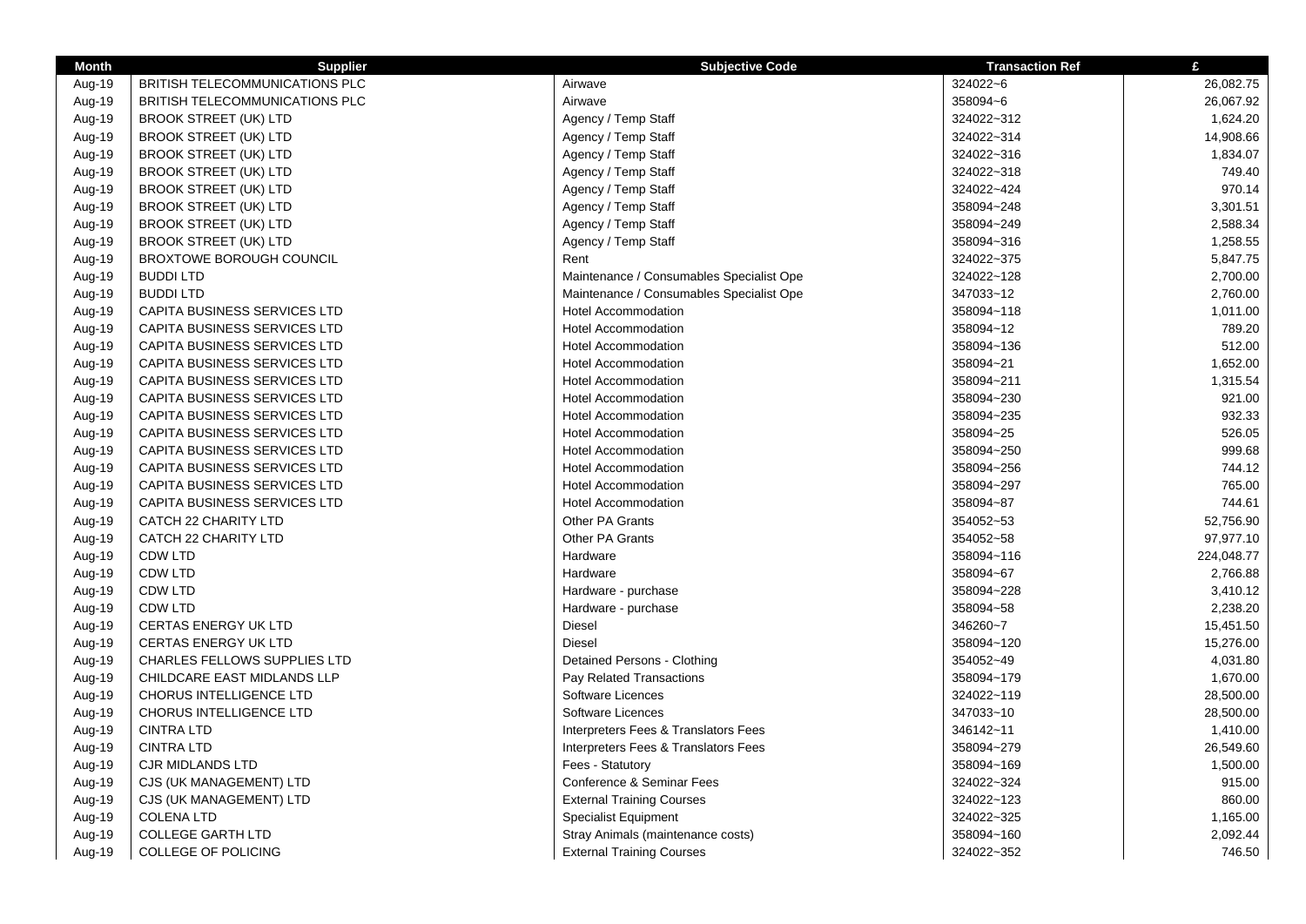| Month | Supplier | Subjective Code | Transaction Ref | £ |
|---|---|---|---|---|
| Aug-19 | BRITISH TELECOMMUNICATIONS PLC | Airwave | 324022~6 | 26,082.75 |
| Aug-19 | BRITISH TELECOMMUNICATIONS PLC | Airwave | 358094~6 | 26,067.92 |
| Aug-19 | BROOK STREET (UK) LTD | Agency / Temp Staff | 324022~312 | 1,624.20 |
| Aug-19 | BROOK STREET (UK) LTD | Agency / Temp Staff | 324022~314 | 14,908.66 |
| Aug-19 | BROOK STREET (UK) LTD | Agency / Temp Staff | 324022~316 | 1,834.07 |
| Aug-19 | BROOK STREET (UK) LTD | Agency / Temp Staff | 324022~318 | 749.40 |
| Aug-19 | BROOK STREET (UK) LTD | Agency / Temp Staff | 324022~424 | 970.14 |
| Aug-19 | BROOK STREET (UK) LTD | Agency / Temp Staff | 358094~248 | 3,301.51 |
| Aug-19 | BROOK STREET (UK) LTD | Agency / Temp Staff | 358094~249 | 2,588.34 |
| Aug-19 | BROOK STREET (UK) LTD | Agency / Temp Staff | 358094~316 | 1,258.55 |
| Aug-19 | BROXTOWE BOROUGH COUNCIL | Rent | 324022~375 | 5,847.75 |
| Aug-19 | BUDDI LTD | Maintenance / Consumables Specialist Ope | 324022~128 | 2,700.00 |
| Aug-19 | BUDDI LTD | Maintenance / Consumables Specialist Ope | 347033~12 | 2,760.00 |
| Aug-19 | CAPITA BUSINESS SERVICES LTD | Hotel Accommodation | 358094~118 | 1,011.00 |
| Aug-19 | CAPITA BUSINESS SERVICES LTD | Hotel Accommodation | 358094~12 | 789.20 |
| Aug-19 | CAPITA BUSINESS SERVICES LTD | Hotel Accommodation | 358094~136 | 512.00 |
| Aug-19 | CAPITA BUSINESS SERVICES LTD | Hotel Accommodation | 358094~21 | 1,652.00 |
| Aug-19 | CAPITA BUSINESS SERVICES LTD | Hotel Accommodation | 358094~211 | 1,315.54 |
| Aug-19 | CAPITA BUSINESS SERVICES LTD | Hotel Accommodation | 358094~230 | 921.00 |
| Aug-19 | CAPITA BUSINESS SERVICES LTD | Hotel Accommodation | 358094~235 | 932.33 |
| Aug-19 | CAPITA BUSINESS SERVICES LTD | Hotel Accommodation | 358094~25 | 526.05 |
| Aug-19 | CAPITA BUSINESS SERVICES LTD | Hotel Accommodation | 358094~250 | 999.68 |
| Aug-19 | CAPITA BUSINESS SERVICES LTD | Hotel Accommodation | 358094~256 | 744.12 |
| Aug-19 | CAPITA BUSINESS SERVICES LTD | Hotel Accommodation | 358094~297 | 765.00 |
| Aug-19 | CAPITA BUSINESS SERVICES LTD | Hotel Accommodation | 358094~87 | 744.61 |
| Aug-19 | CATCH 22 CHARITY LTD | Other PA Grants | 354052~53 | 52,756.90 |
| Aug-19 | CATCH 22 CHARITY LTD | Other PA Grants | 354052~58 | 97,977.10 |
| Aug-19 | CDW LTD | Hardware | 358094~116 | 224,048.77 |
| Aug-19 | CDW LTD | Hardware | 358094~67 | 2,766.88 |
| Aug-19 | CDW LTD | Hardware - purchase | 358094~228 | 3,410.12 |
| Aug-19 | CDW LTD | Hardware - purchase | 358094~58 | 2,238.20 |
| Aug-19 | CERTAS ENERGY UK LTD | Diesel | 346260~7 | 15,451.50 |
| Aug-19 | CERTAS ENERGY UK LTD | Diesel | 358094~120 | 15,276.00 |
| Aug-19 | CHARLES FELLOWS SUPPLIES LTD | Detained Persons - Clothing | 354052~49 | 4,031.80 |
| Aug-19 | CHILDCARE EAST MIDLANDS LLP | Pay Related Transactions | 358094~179 | 1,670.00 |
| Aug-19 | CHORUS INTELLIGENCE LTD | Software Licences | 324022~119 | 28,500.00 |
| Aug-19 | CHORUS INTELLIGENCE LTD | Software Licences | 347033~10 | 28,500.00 |
| Aug-19 | CINTRA LTD | Interpreters Fees & Translators Fees | 346142~11 | 1,410.00 |
| Aug-19 | CINTRA LTD | Interpreters Fees & Translators Fees | 358094~279 | 26,549.60 |
| Aug-19 | CJR MIDLANDS LTD | Fees - Statutory | 358094~169 | 1,500.00 |
| Aug-19 | CJS (UK MANAGEMENT) LTD | Conference & Seminar Fees | 324022~324 | 915.00 |
| Aug-19 | CJS (UK MANAGEMENT) LTD | External Training Courses | 324022~123 | 860.00 |
| Aug-19 | COLENA LTD | Specialist Equipment | 324022~325 | 1,165.00 |
| Aug-19 | COLLEGE GARTH LTD | Stray Animals (maintenance costs) | 358094~160 | 2,092.44 |
| Aug-19 | COLLEGE OF POLICING | External Training Courses | 324022~352 | 746.50 |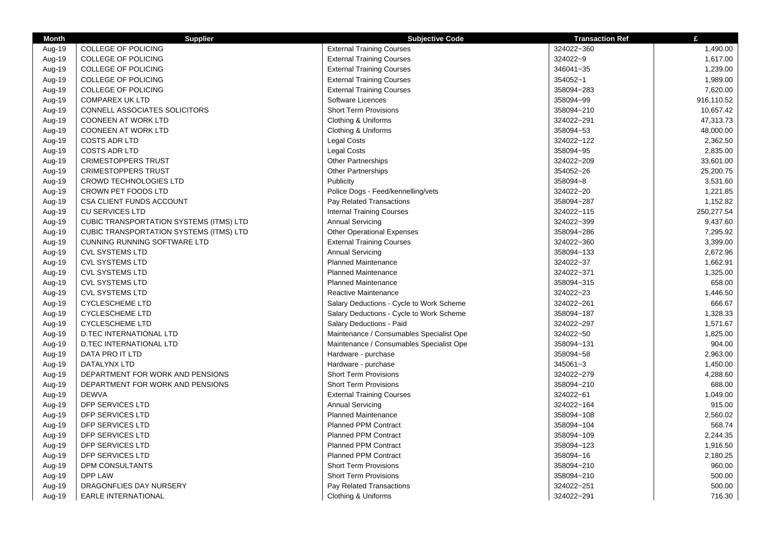| Month | Supplier | Subjective Code | Transaction Ref | £ |
| --- | --- | --- | --- | --- |
| Aug-19 | COLLEGE OF POLICING | External Training Courses | 324022~360 | 1,490.00 |
| Aug-19 | COLLEGE OF POLICING | External Training Courses | 324022~9 | 1,617.00 |
| Aug-19 | COLLEGE OF POLICING | External Training Courses | 346041~35 | 1,239.00 |
| Aug-19 | COLLEGE OF POLICING | External Training Courses | 354052~1 | 1,989.00 |
| Aug-19 | COLLEGE OF POLICING | External Training Courses | 358094~283 | 7,620.00 |
| Aug-19 | COMPAREX UK LTD | Software Licences | 358094~99 | 916,110.52 |
| Aug-19 | CONNELL ASSOCIATES SOLICITORS | Short Term Provisions | 358094~210 | 10,657.42 |
| Aug-19 | COONEEN AT WORK LTD | Clothing & Uniforms | 324022~291 | 47,313.73 |
| Aug-19 | COONEEN AT WORK LTD | Clothing & Uniforms | 358094~53 | 48,000.00 |
| Aug-19 | COSTS ADR LTD | Legal Costs | 324022~122 | 2,362.50 |
| Aug-19 | COSTS ADR LTD | Legal Costs | 358094~95 | 2,835.00 |
| Aug-19 | CRIMESTOPPERS TRUST | Other Partnerships | 324022~209 | 33,601.00 |
| Aug-19 | CRIMESTOPPERS TRUST | Other Partnerships | 354052~26 | 25,200.75 |
| Aug-19 | CROWD TECHNOLOGIES LTD | Publicity | 358094~8 | 3,531.60 |
| Aug-19 | CROWN PET FOODS LTD | Police Dogs - Feed/kennelling/vets | 324022~20 | 1,221.85 |
| Aug-19 | CSA CLIENT FUNDS ACCOUNT | Pay Related Transactions | 358094~287 | 1,152.82 |
| Aug-19 | CU SERVICES LTD | Internal Training Courses | 324022~115 | 250,277.54 |
| Aug-19 | CUBIC TRANSPORTATION SYSTEMS (ITMS) LTD | Annual Servicing | 324022~399 | 9,437.60 |
| Aug-19 | CUBIC TRANSPORTATION SYSTEMS (ITMS) LTD | Other Operational Expenses | 358094~286 | 7,295.92 |
| Aug-19 | CUNNING RUNNING SOFTWARE LTD | External Training Courses | 324022~360 | 3,399.00 |
| Aug-19 | CVL SYSTEMS LTD | Annual Servicing | 358094~133 | 2,672.96 |
| Aug-19 | CVL SYSTEMS LTD | Planned Maintenance | 324022~37 | 1,662.91 |
| Aug-19 | CVL SYSTEMS LTD | Planned Maintenance | 324022~371 | 1,325.00 |
| Aug-19 | CVL SYSTEMS LTD | Planned Maintenance | 358094~315 | 658.00 |
| Aug-19 | CVL SYSTEMS LTD | Reactive Maintenance | 324022~23 | 1,446.50 |
| Aug-19 | CYCLESCHEME LTD | Salary Deductions - Cycle to Work Scheme | 324022~261 | 666.67 |
| Aug-19 | CYCLESCHEME LTD | Salary Deductions - Cycle to Work Scheme | 358094~187 | 1,328.33 |
| Aug-19 | CYCLESCHEME LTD | Salary Deductions - Paid | 324022~297 | 1,571.67 |
| Aug-19 | D.TEC INTERNATIONAL LTD | Maintenance / Consumables Specialist Ope | 324022~50 | 1,825.00 |
| Aug-19 | D.TEC INTERNATIONAL LTD | Maintenance / Consumables Specialist Ope | 358094~131 | 904.00 |
| Aug-19 | DATA PRO IT LTD | Hardware - purchase | 358094~58 | 2,963.00 |
| Aug-19 | DATALYNX LTD | Hardware - purchase | 345061~3 | 1,450.00 |
| Aug-19 | DEPARTMENT FOR WORK AND PENSIONS | Short Term Provisions | 324022~279 | 4,288.60 |
| Aug-19 | DEPARTMENT FOR WORK AND PENSIONS | Short Term Provisions | 358094~210 | 688.00 |
| Aug-19 | DEWVA | External Training Courses | 324022~61 | 1,049.00 |
| Aug-19 | DFP SERVICES LTD | Annual Servicing | 324022~164 | 915.00 |
| Aug-19 | DFP SERVICES LTD | Planned Maintenance | 358094~108 | 2,560.02 |
| Aug-19 | DFP SERVICES LTD | Planned PPM Contract | 358094~104 | 568.74 |
| Aug-19 | DFP SERVICES LTD | Planned PPM Contract | 358094~109 | 2,244.35 |
| Aug-19 | DFP SERVICES LTD | Planned PPM Contract | 358094~123 | 1,916.50 |
| Aug-19 | DFP SERVICES LTD | Planned PPM Contract | 358094~16 | 2,180.25 |
| Aug-19 | DPM CONSULTANTS | Short Term Provisions | 358094~210 | 960.00 |
| Aug-19 | DPP LAW | Short Term Provisions | 358094~210 | 500.00 |
| Aug-19 | DRAGONFLIES DAY NURSERY | Pay Related Transactions | 324022~251 | 500.00 |
| Aug-19 | EARLE INTERNATIONAL | Clothing & Uniforms | 324022~291 | 716.30 |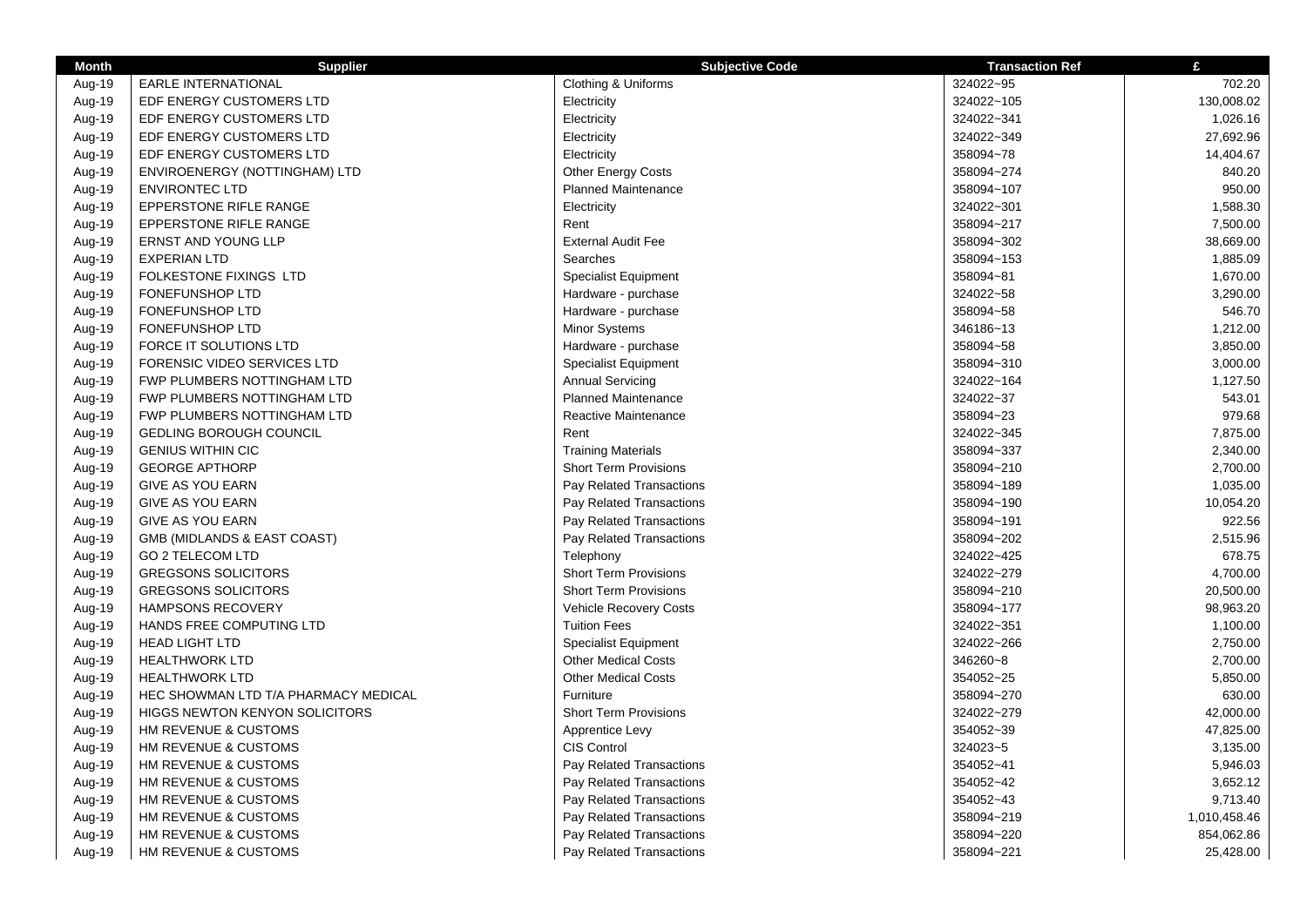| Month | Supplier | Subjective Code | Transaction Ref | £ |
|---|---|---|---|---|
| Aug-19 | EARLE INTERNATIONAL | Clothing & Uniforms | 324022~95 | 702.20 |
| Aug-19 | EDF ENERGY CUSTOMERS LTD | Electricity | 324022~105 | 130,008.02 |
| Aug-19 | EDF ENERGY CUSTOMERS LTD | Electricity | 324022~341 | 1,026.16 |
| Aug-19 | EDF ENERGY CUSTOMERS LTD | Electricity | 324022~349 | 27,692.96 |
| Aug-19 | EDF ENERGY CUSTOMERS LTD | Electricity | 358094~78 | 14,404.67 |
| Aug-19 | ENVIROENERGY (NOTTINGHAM) LTD | Other Energy Costs | 358094~274 | 840.20 |
| Aug-19 | ENVIRONTEC LTD | Planned Maintenance | 358094~107 | 950.00 |
| Aug-19 | EPPERSTONE RIFLE RANGE | Electricity | 324022~301 | 1,588.30 |
| Aug-19 | EPPERSTONE RIFLE RANGE | Rent | 358094~217 | 7,500.00 |
| Aug-19 | ERNST AND YOUNG LLP | External Audit Fee | 358094~302 | 38,669.00 |
| Aug-19 | EXPERIAN LTD | Searches | 358094~153 | 1,885.09 |
| Aug-19 | FOLKESTONE FIXINGS LTD | Specialist Equipment | 358094~81 | 1,670.00 |
| Aug-19 | FONEFUNSHOP LTD | Hardware - purchase | 324022~58 | 3,290.00 |
| Aug-19 | FONEFUNSHOP LTD | Hardware - purchase | 358094~58 | 546.70 |
| Aug-19 | FONEFUNSHOP LTD | Minor Systems | 346186~13 | 1,212.00 |
| Aug-19 | FORCE IT SOLUTIONS LTD | Hardware - purchase | 358094~58 | 3,850.00 |
| Aug-19 | FORENSIC VIDEO SERVICES LTD | Specialist Equipment | 358094~310 | 3,000.00 |
| Aug-19 | FWP PLUMBERS NOTTINGHAM LTD | Annual Servicing | 324022~164 | 1,127.50 |
| Aug-19 | FWP PLUMBERS NOTTINGHAM LTD | Planned Maintenance | 324022~37 | 543.01 |
| Aug-19 | FWP PLUMBERS NOTTINGHAM LTD | Reactive Maintenance | 358094~23 | 979.68 |
| Aug-19 | GEDLING BOROUGH COUNCIL | Rent | 324022~345 | 7,875.00 |
| Aug-19 | GENIUS WITHIN CIC | Training Materials | 358094~337 | 2,340.00 |
| Aug-19 | GEORGE APTHORP | Short Term Provisions | 358094~210 | 2,700.00 |
| Aug-19 | GIVE AS YOU EARN | Pay Related Transactions | 358094~189 | 1,035.00 |
| Aug-19 | GIVE AS YOU EARN | Pay Related Transactions | 358094~190 | 10,054.20 |
| Aug-19 | GIVE AS YOU EARN | Pay Related Transactions | 358094~191 | 922.56 |
| Aug-19 | GMB (MIDLANDS & EAST COAST) | Pay Related Transactions | 358094~202 | 2,515.96 |
| Aug-19 | GO 2 TELECOM LTD | Telephony | 324022~425 | 678.75 |
| Aug-19 | GREGSONS SOLICITORS | Short Term Provisions | 324022~279 | 4,700.00 |
| Aug-19 | GREGSONS SOLICITORS | Short Term Provisions | 358094~210 | 20,500.00 |
| Aug-19 | HAMPSONS RECOVERY | Vehicle Recovery Costs | 358094~177 | 98,963.20 |
| Aug-19 | HANDS FREE COMPUTING LTD | Tuition Fees | 324022~351 | 1,100.00 |
| Aug-19 | HEAD LIGHT LTD | Specialist Equipment | 324022~266 | 2,750.00 |
| Aug-19 | HEALTHWORK LTD | Other Medical Costs | 346260~8 | 2,700.00 |
| Aug-19 | HEALTHWORK LTD | Other Medical Costs | 354052~25 | 5,850.00 |
| Aug-19 | HEC SHOWMAN LTD T/A PHARMACY MEDICAL | Furniture | 358094~270 | 630.00 |
| Aug-19 | HIGGS NEWTON KENYON SOLICITORS | Short Term Provisions | 324022~279 | 42,000.00 |
| Aug-19 | HM REVENUE & CUSTOMS | Apprentice Levy | 354052~39 | 47,825.00 |
| Aug-19 | HM REVENUE & CUSTOMS | CIS Control | 324023~5 | 3,135.00 |
| Aug-19 | HM REVENUE & CUSTOMS | Pay Related Transactions | 354052~41 | 5,946.03 |
| Aug-19 | HM REVENUE & CUSTOMS | Pay Related Transactions | 354052~42 | 3,652.12 |
| Aug-19 | HM REVENUE & CUSTOMS | Pay Related Transactions | 354052~43 | 9,713.40 |
| Aug-19 | HM REVENUE & CUSTOMS | Pay Related Transactions | 358094~219 | 1,010,458.46 |
| Aug-19 | HM REVENUE & CUSTOMS | Pay Related Transactions | 358094~220 | 854,062.86 |
| Aug-19 | HM REVENUE & CUSTOMS | Pay Related Transactions | 358094~221 | 25,428.00 |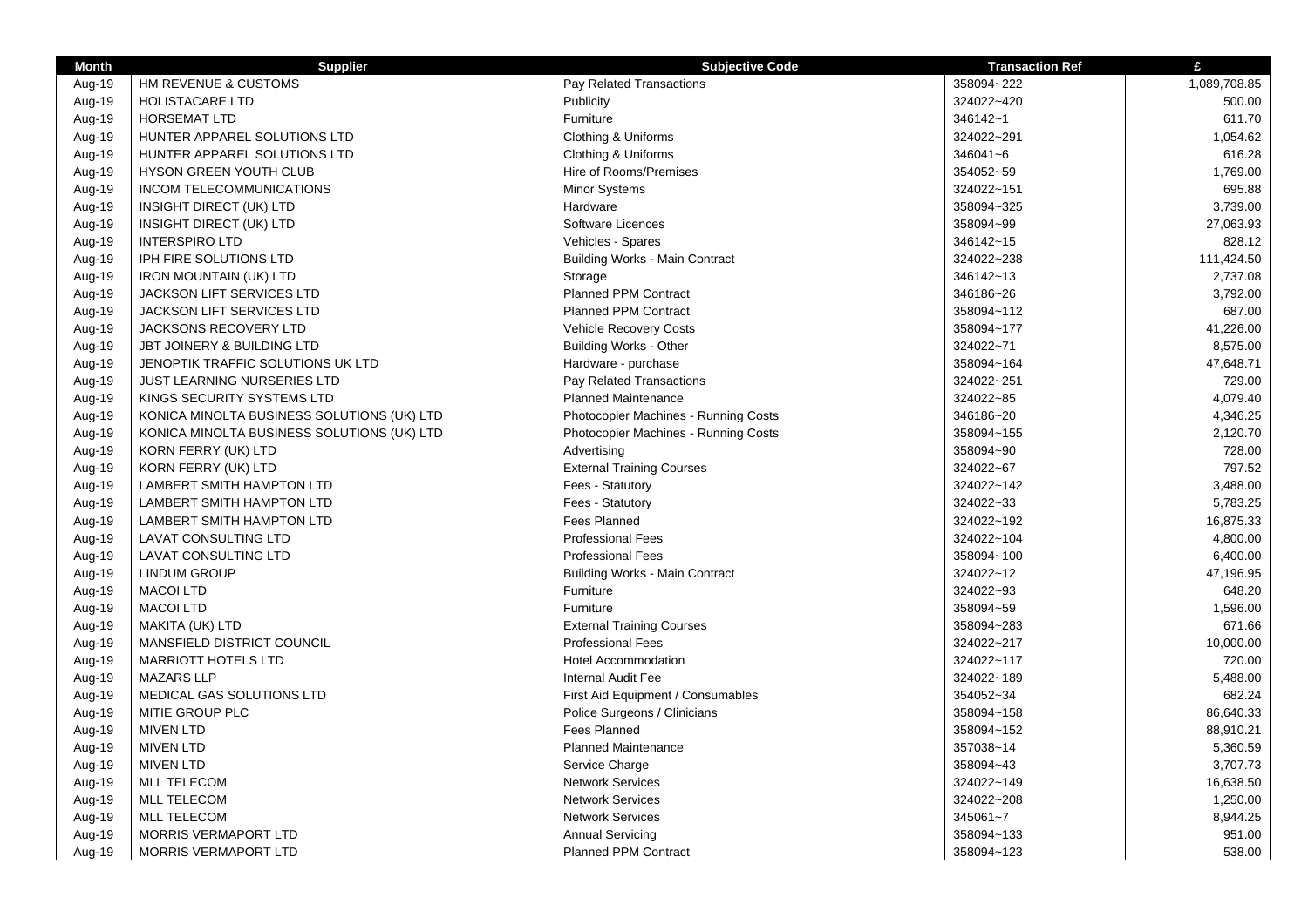| Month | Supplier | Subjective Code | Transaction Ref | £ |
| --- | --- | --- | --- | --- |
| Aug-19 | HM REVENUE & CUSTOMS | Pay Related Transactions | 358094~222 | 1,089,708.85 |
| Aug-19 | HOLISTACARE LTD | Publicity | 324022~420 | 500.00 |
| Aug-19 | HORSEMAT LTD | Furniture | 346142~1 | 611.70 |
| Aug-19 | HUNTER APPAREL SOLUTIONS LTD | Clothing & Uniforms | 324022~291 | 1,054.62 |
| Aug-19 | HUNTER APPAREL SOLUTIONS LTD | Clothing & Uniforms | 346041~6 | 616.28 |
| Aug-19 | HYSON GREEN YOUTH CLUB | Hire of Rooms/Premises | 354052~59 | 1,769.00 |
| Aug-19 | INCOM TELECOMMUNICATIONS | Minor Systems | 324022~151 | 695.88 |
| Aug-19 | INSIGHT DIRECT (UK) LTD | Hardware | 358094~325 | 3,739.00 |
| Aug-19 | INSIGHT DIRECT (UK) LTD | Software Licences | 358094~99 | 27,063.93 |
| Aug-19 | INTERSPIRO LTD | Vehicles - Spares | 346142~15 | 828.12 |
| Aug-19 | IPH FIRE SOLUTIONS LTD | Building Works - Main Contract | 324022~238 | 111,424.50 |
| Aug-19 | IRON MOUNTAIN (UK) LTD | Storage | 346142~13 | 2,737.08 |
| Aug-19 | JACKSON LIFT SERVICES LTD | Planned PPM Contract | 346186~26 | 3,792.00 |
| Aug-19 | JACKSON LIFT SERVICES LTD | Planned PPM Contract | 358094~112 | 687.00 |
| Aug-19 | JACKSONS RECOVERY LTD | Vehicle Recovery Costs | 358094~177 | 41,226.00 |
| Aug-19 | JBT JOINERY & BUILDING LTD | Building Works - Other | 324022~71 | 8,575.00 |
| Aug-19 | JENOPTIK TRAFFIC SOLUTIONS UK LTD | Hardware - purchase | 358094~164 | 47,648.71 |
| Aug-19 | JUST LEARNING NURSERIES LTD | Pay Related Transactions | 324022~251 | 729.00 |
| Aug-19 | KINGS SECURITY SYSTEMS LTD | Planned Maintenance | 324022~85 | 4,079.40 |
| Aug-19 | KONICA MINOLTA BUSINESS SOLUTIONS (UK) LTD | Photocopier Machines - Running Costs | 346186~20 | 4,346.25 |
| Aug-19 | KONICA MINOLTA BUSINESS SOLUTIONS (UK) LTD | Photocopier Machines - Running Costs | 358094~155 | 2,120.70 |
| Aug-19 | KORN FERRY (UK) LTD | Advertising | 358094~90 | 728.00 |
| Aug-19 | KORN FERRY (UK) LTD | External Training Courses | 324022~67 | 797.52 |
| Aug-19 | LAMBERT SMITH HAMPTON LTD | Fees - Statutory | 324022~142 | 3,488.00 |
| Aug-19 | LAMBERT SMITH HAMPTON LTD | Fees - Statutory | 324022~33 | 5,783.25 |
| Aug-19 | LAMBERT SMITH HAMPTON LTD | Fees Planned | 324022~192 | 16,875.33 |
| Aug-19 | LAVAT CONSULTING LTD | Professional Fees | 324022~104 | 4,800.00 |
| Aug-19 | LAVAT CONSULTING LTD | Professional Fees | 358094~100 | 6,400.00 |
| Aug-19 | LINDUM GROUP | Building Works - Main Contract | 324022~12 | 47,196.95 |
| Aug-19 | MACOI LTD | Furniture | 324022~93 | 648.20 |
| Aug-19 | MACOI LTD | Furniture | 358094~59 | 1,596.00 |
| Aug-19 | MAKITA (UK) LTD | External Training Courses | 358094~283 | 671.66 |
| Aug-19 | MANSFIELD DISTRICT COUNCIL | Professional Fees | 324022~217 | 10,000.00 |
| Aug-19 | MARRIOTT HOTELS LTD | Hotel Accommodation | 324022~117 | 720.00 |
| Aug-19 | MAZARS LLP | Internal Audit Fee | 324022~189 | 5,488.00 |
| Aug-19 | MEDICAL GAS SOLUTIONS LTD | First Aid Equipment / Consumables | 354052~34 | 682.24 |
| Aug-19 | MITIE GROUP PLC | Police Surgeons / Clinicians | 358094~158 | 86,640.33 |
| Aug-19 | MIVEN LTD | Fees Planned | 358094~152 | 88,910.21 |
| Aug-19 | MIVEN LTD | Planned Maintenance | 357038~14 | 5,360.59 |
| Aug-19 | MIVEN LTD | Service Charge | 358094~43 | 3,707.73 |
| Aug-19 | MLL TELECOM | Network Services | 324022~149 | 16,638.50 |
| Aug-19 | MLL TELECOM | Network Services | 324022~208 | 1,250.00 |
| Aug-19 | MLL TELECOM | Network Services | 345061~7 | 8,944.25 |
| Aug-19 | MORRIS VERMAPORT LTD | Annual Servicing | 358094~133 | 951.00 |
| Aug-19 | MORRIS VERMAPORT LTD | Planned PPM Contract | 358094~123 | 538.00 |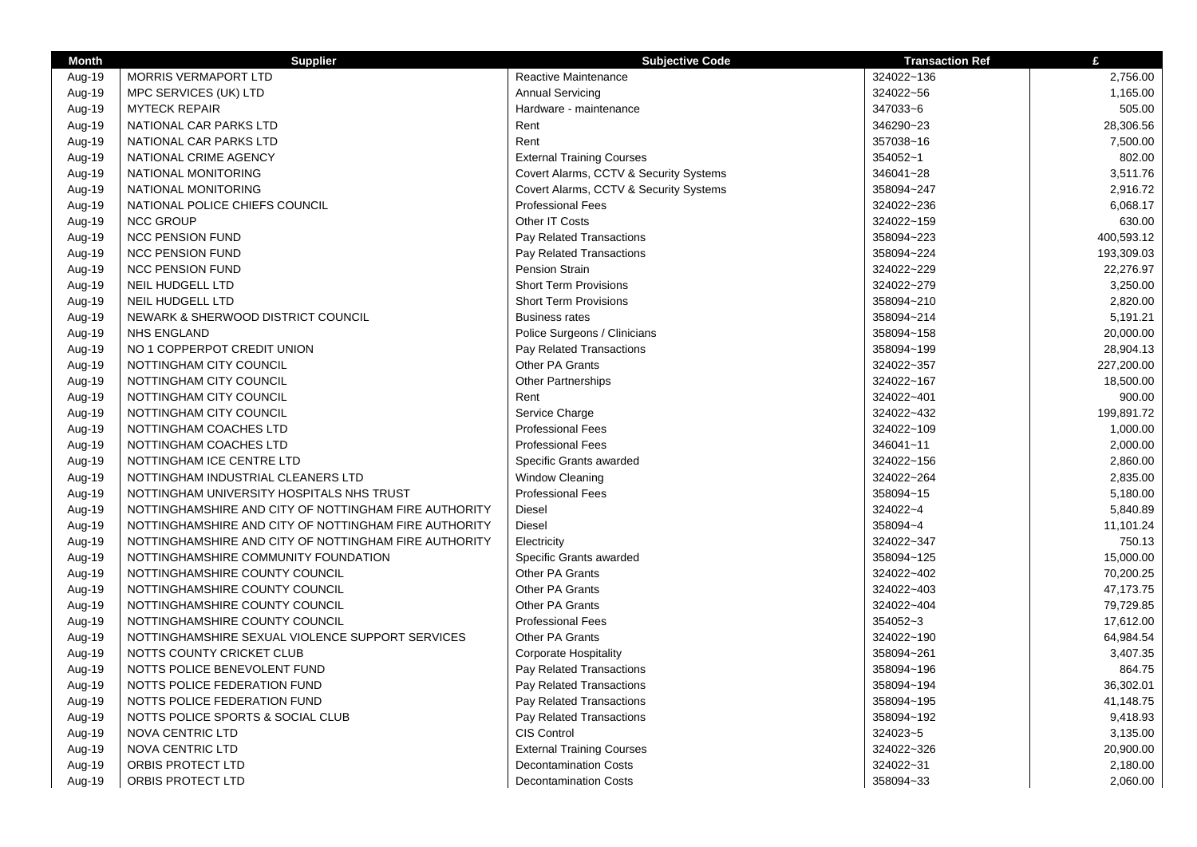| Month | Supplier | Subjective Code | Transaction Ref | £ |
|---|---|---|---|---|
| Aug-19 | MORRIS VERMAPORT LTD | Reactive Maintenance | 324022~136 | 2,756.00 |
| Aug-19 | MPC SERVICES (UK) LTD | Annual Servicing | 324022~56 | 1,165.00 |
| Aug-19 | MYTECK REPAIR | Hardware - maintenance | 347033~6 | 505.00 |
| Aug-19 | NATIONAL CAR PARKS LTD | Rent | 346290~23 | 28,306.56 |
| Aug-19 | NATIONAL CAR PARKS LTD | Rent | 357038~16 | 7,500.00 |
| Aug-19 | NATIONAL CRIME AGENCY | External Training Courses | 354052~1 | 802.00 |
| Aug-19 | NATIONAL MONITORING | Covert Alarms, CCTV & Security Systems | 346041~28 | 3,511.76 |
| Aug-19 | NATIONAL MONITORING | Covert Alarms, CCTV & Security Systems | 358094~247 | 2,916.72 |
| Aug-19 | NATIONAL POLICE CHIEFS COUNCIL | Professional Fees | 324022~236 | 6,068.17 |
| Aug-19 | NCC GROUP | Other IT Costs | 324022~159 | 630.00 |
| Aug-19 | NCC PENSION FUND | Pay Related Transactions | 358094~223 | 400,593.12 |
| Aug-19 | NCC PENSION FUND | Pay Related Transactions | 358094~224 | 193,309.03 |
| Aug-19 | NCC PENSION FUND | Pension Strain | 324022~229 | 22,276.97 |
| Aug-19 | NEIL HUDGELL LTD | Short Term Provisions | 324022~279 | 3,250.00 |
| Aug-19 | NEIL HUDGELL LTD | Short Term Provisions | 358094~210 | 2,820.00 |
| Aug-19 | NEWARK & SHERWOOD DISTRICT COUNCIL | Business rates | 358094~214 | 5,191.21 |
| Aug-19 | NHS ENGLAND | Police Surgeons / Clinicians | 358094~158 | 20,000.00 |
| Aug-19 | NO 1 COPPERPOT CREDIT UNION | Pay Related Transactions | 358094~199 | 28,904.13 |
| Aug-19 | NOTTINGHAM CITY COUNCIL | Other PA Grants | 324022~357 | 227,200.00 |
| Aug-19 | NOTTINGHAM CITY COUNCIL | Other Partnerships | 324022~167 | 18,500.00 |
| Aug-19 | NOTTINGHAM CITY COUNCIL | Rent | 324022~401 | 900.00 |
| Aug-19 | NOTTINGHAM CITY COUNCIL | Service Charge | 324022~432 | 199,891.72 |
| Aug-19 | NOTTINGHAM COACHES LTD | Professional Fees | 324022~109 | 1,000.00 |
| Aug-19 | NOTTINGHAM COACHES LTD | Professional Fees | 346041~11 | 2,000.00 |
| Aug-19 | NOTTINGHAM ICE CENTRE LTD | Specific Grants awarded | 324022~156 | 2,860.00 |
| Aug-19 | NOTTINGHAM INDUSTRIAL CLEANERS LTD | Window Cleaning | 324022~264 | 2,835.00 |
| Aug-19 | NOTTINGHAM UNIVERSITY HOSPITALS NHS TRUST | Professional Fees | 358094~15 | 5,180.00 |
| Aug-19 | NOTTINGHAMSHIRE AND CITY OF NOTTINGHAM FIRE AUTHORITY | Diesel | 324022~4 | 5,840.89 |
| Aug-19 | NOTTINGHAMSHIRE AND CITY OF NOTTINGHAM FIRE AUTHORITY | Diesel | 358094~4 | 11,101.24 |
| Aug-19 | NOTTINGHAMSHIRE AND CITY OF NOTTINGHAM FIRE AUTHORITY | Electricity | 324022~347 | 750.13 |
| Aug-19 | NOTTINGHAMSHIRE COMMUNITY FOUNDATION | Specific Grants awarded | 358094~125 | 15,000.00 |
| Aug-19 | NOTTINGHAMSHIRE COUNTY COUNCIL | Other PA Grants | 324022~402 | 70,200.25 |
| Aug-19 | NOTTINGHAMSHIRE COUNTY COUNCIL | Other PA Grants | 324022~403 | 47,173.75 |
| Aug-19 | NOTTINGHAMSHIRE COUNTY COUNCIL | Other PA Grants | 324022~404 | 79,729.85 |
| Aug-19 | NOTTINGHAMSHIRE COUNTY COUNCIL | Professional Fees | 354052~3 | 17,612.00 |
| Aug-19 | NOTTINGHAMSHIRE SEXUAL VIOLENCE SUPPORT SERVICES | Other PA Grants | 324022~190 | 64,984.54 |
| Aug-19 | NOTTS COUNTY CRICKET CLUB | Corporate Hospitality | 358094~261 | 3,407.35 |
| Aug-19 | NOTTS POLICE BENEVOLENT FUND | Pay Related Transactions | 358094~196 | 864.75 |
| Aug-19 | NOTTS POLICE FEDERATION FUND | Pay Related Transactions | 358094~194 | 36,302.01 |
| Aug-19 | NOTTS POLICE FEDERATION FUND | Pay Related Transactions | 358094~195 | 41,148.75 |
| Aug-19 | NOTTS POLICE SPORTS & SOCIAL CLUB | Pay Related Transactions | 358094~192 | 9,418.93 |
| Aug-19 | NOVA CENTRIC LTD | CIS Control | 324023~5 | 3,135.00 |
| Aug-19 | NOVA CENTRIC LTD | External Training Courses | 324022~326 | 20,900.00 |
| Aug-19 | ORBIS PROTECT LTD | Decontamination Costs | 324022~31 | 2,180.00 |
| Aug-19 | ORBIS PROTECT LTD | Decontamination Costs | 358094~33 | 2,060.00 |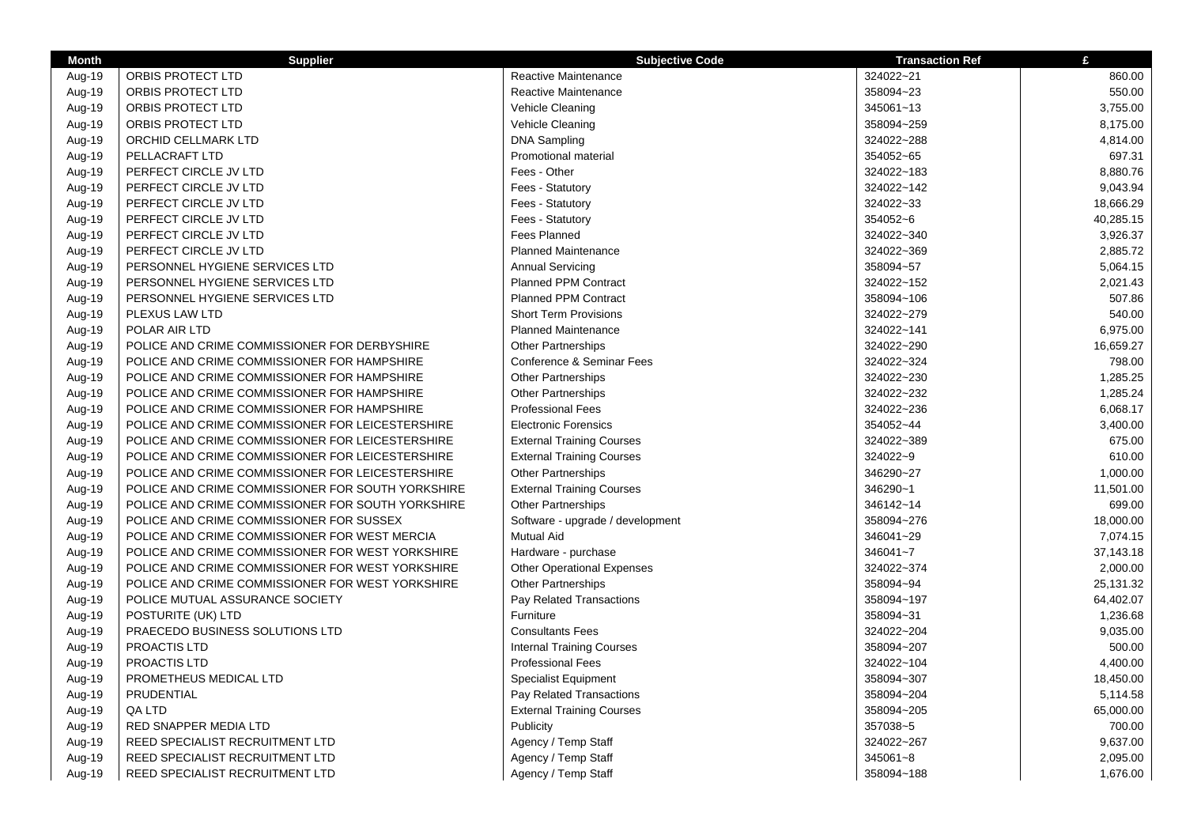| Month | Supplier | Subjective Code | Transaction Ref | £ |
|---|---|---|---|---|
| Aug-19 | ORBIS PROTECT LTD | Reactive Maintenance | 324022~21 | 860.00 |
| Aug-19 | ORBIS PROTECT LTD | Reactive Maintenance | 358094~23 | 550.00 |
| Aug-19 | ORBIS PROTECT LTD | Vehicle Cleaning | 345061~13 | 3,755.00 |
| Aug-19 | ORBIS PROTECT LTD | Vehicle Cleaning | 358094~259 | 8,175.00 |
| Aug-19 | ORCHID CELLMARK LTD | DNA Sampling | 324022~288 | 4,814.00 |
| Aug-19 | PELLACRAFT LTD | Promotional material | 354052~65 | 697.31 |
| Aug-19 | PERFECT CIRCLE JV LTD | Fees - Other | 324022~183 | 8,880.76 |
| Aug-19 | PERFECT CIRCLE JV LTD | Fees - Statutory | 324022~142 | 9,043.94 |
| Aug-19 | PERFECT CIRCLE JV LTD | Fees - Statutory | 324022~33 | 18,666.29 |
| Aug-19 | PERFECT CIRCLE JV LTD | Fees - Statutory | 354052~6 | 40,285.15 |
| Aug-19 | PERFECT CIRCLE JV LTD | Fees Planned | 324022~340 | 3,926.37 |
| Aug-19 | PERFECT CIRCLE JV LTD | Planned Maintenance | 324022~369 | 2,885.72 |
| Aug-19 | PERSONNEL HYGIENE SERVICES LTD | Annual Servicing | 358094~57 | 5,064.15 |
| Aug-19 | PERSONNEL HYGIENE SERVICES LTD | Planned PPM Contract | 324022~152 | 2,021.43 |
| Aug-19 | PERSONNEL HYGIENE SERVICES LTD | Planned PPM Contract | 358094~106 | 507.86 |
| Aug-19 | PLEXUS LAW LTD | Short Term Provisions | 324022~279 | 540.00 |
| Aug-19 | POLAR AIR LTD | Planned Maintenance | 324022~141 | 6,975.00 |
| Aug-19 | POLICE AND CRIME COMMISSIONER FOR DERBYSHIRE | Other Partnerships | 324022~290 | 16,659.27 |
| Aug-19 | POLICE AND CRIME COMMISSIONER FOR HAMPSHIRE | Conference & Seminar Fees | 324022~324 | 798.00 |
| Aug-19 | POLICE AND CRIME COMMISSIONER FOR HAMPSHIRE | Other Partnerships | 324022~230 | 1,285.25 |
| Aug-19 | POLICE AND CRIME COMMISSIONER FOR HAMPSHIRE | Other Partnerships | 324022~232 | 1,285.24 |
| Aug-19 | POLICE AND CRIME COMMISSIONER FOR HAMPSHIRE | Professional Fees | 324022~236 | 6,068.17 |
| Aug-19 | POLICE AND CRIME COMMISSIONER FOR LEICESTERSHIRE | Electronic Forensics | 354052~44 | 3,400.00 |
| Aug-19 | POLICE AND CRIME COMMISSIONER FOR LEICESTERSHIRE | External Training Courses | 324022~389 | 675.00 |
| Aug-19 | POLICE AND CRIME COMMISSIONER FOR LEICESTERSHIRE | External Training Courses | 324022~9 | 610.00 |
| Aug-19 | POLICE AND CRIME COMMISSIONER FOR LEICESTERSHIRE | Other Partnerships | 346290~27 | 1,000.00 |
| Aug-19 | POLICE AND CRIME COMMISSIONER FOR SOUTH YORKSHIRE | External Training Courses | 346290~1 | 11,501.00 |
| Aug-19 | POLICE AND CRIME COMMISSIONER FOR SOUTH YORKSHIRE | Other Partnerships | 346142~14 | 699.00 |
| Aug-19 | POLICE AND CRIME COMMISSIONER FOR SUSSEX | Software - upgrade / development | 358094~276 | 18,000.00 |
| Aug-19 | POLICE AND CRIME COMMISSIONER FOR WEST MERCIA | Mutual Aid | 346041~29 | 7,074.15 |
| Aug-19 | POLICE AND CRIME COMMISSIONER FOR WEST YORKSHIRE | Hardware - purchase | 346041~7 | 37,143.18 |
| Aug-19 | POLICE AND CRIME COMMISSIONER FOR WEST YORKSHIRE | Other Operational Expenses | 324022~374 | 2,000.00 |
| Aug-19 | POLICE AND CRIME COMMISSIONER FOR WEST YORKSHIRE | Other Partnerships | 358094~94 | 25,131.32 |
| Aug-19 | POLICE MUTUAL ASSURANCE SOCIETY | Pay Related Transactions | 358094~197 | 64,402.07 |
| Aug-19 | POSTURITE (UK) LTD | Furniture | 358094~31 | 1,236.68 |
| Aug-19 | PRAECEDO BUSINESS SOLUTIONS LTD | Consultants Fees | 324022~204 | 9,035.00 |
| Aug-19 | PROACTIS LTD | Internal Training Courses | 358094~207 | 500.00 |
| Aug-19 | PROACTIS LTD | Professional Fees | 324022~104 | 4,400.00 |
| Aug-19 | PROMETHEUS MEDICAL LTD | Specialist Equipment | 358094~307 | 18,450.00 |
| Aug-19 | PRUDENTIAL | Pay Related Transactions | 358094~204 | 5,114.58 |
| Aug-19 | QA LTD | External Training Courses | 358094~205 | 65,000.00 |
| Aug-19 | RED SNAPPER MEDIA LTD | Publicity | 357038~5 | 700.00 |
| Aug-19 | REED SPECIALIST RECRUITMENT LTD | Agency / Temp Staff | 324022~267 | 9,637.00 |
| Aug-19 | REED SPECIALIST RECRUITMENT LTD | Agency / Temp Staff | 345061~8 | 2,095.00 |
| Aug-19 | REED SPECIALIST RECRUITMENT LTD | Agency / Temp Staff | 358094~188 | 1,676.00 |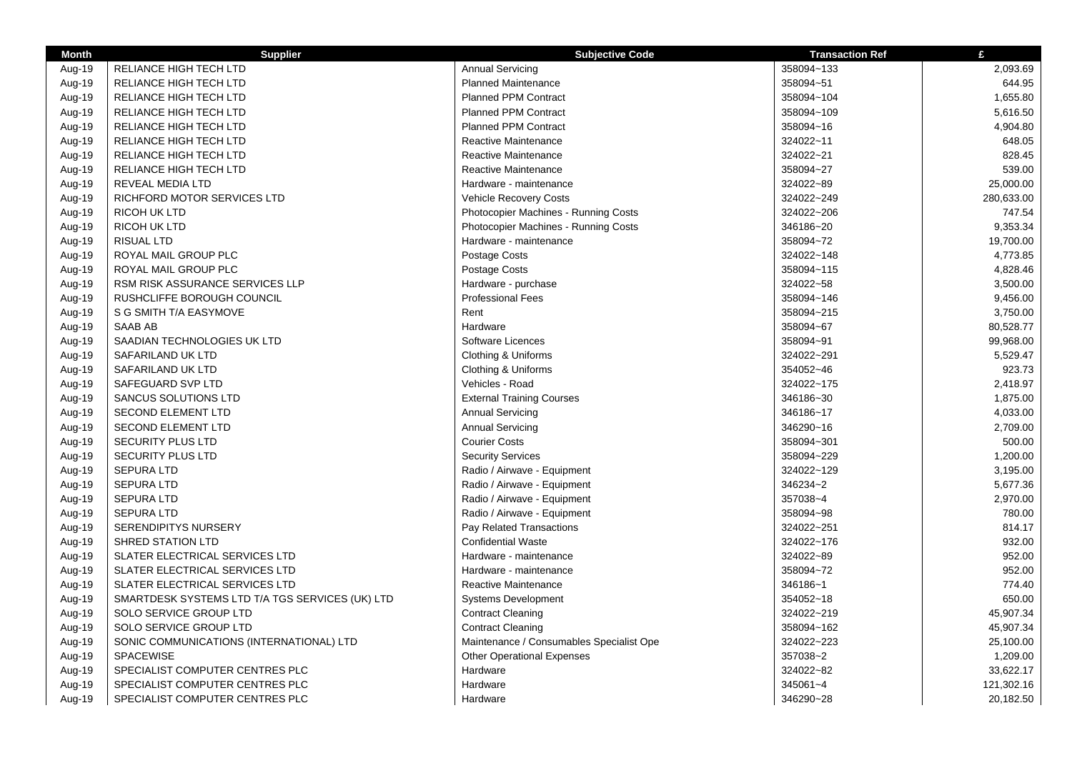| Month | Supplier | Subjective Code | Transaction Ref | £ |
|---|---|---|---|---|
| Aug-19 | RELIANCE HIGH TECH LTD | Annual Servicing | 358094~133 | 2,093.69 |
| Aug-19 | RELIANCE HIGH TECH LTD | Planned Maintenance | 358094~51 | 644.95 |
| Aug-19 | RELIANCE HIGH TECH LTD | Planned PPM Contract | 358094~104 | 1,655.80 |
| Aug-19 | RELIANCE HIGH TECH LTD | Planned PPM Contract | 358094~109 | 5,616.50 |
| Aug-19 | RELIANCE HIGH TECH LTD | Planned PPM Contract | 358094~16 | 4,904.80 |
| Aug-19 | RELIANCE HIGH TECH LTD | Reactive Maintenance | 324022~11 | 648.05 |
| Aug-19 | RELIANCE HIGH TECH LTD | Reactive Maintenance | 324022~21 | 828.45 |
| Aug-19 | RELIANCE HIGH TECH LTD | Reactive Maintenance | 358094~27 | 539.00 |
| Aug-19 | REVEAL MEDIA LTD | Hardware - maintenance | 324022~89 | 25,000.00 |
| Aug-19 | RICHFORD MOTOR SERVICES LTD | Vehicle Recovery Costs | 324022~249 | 280,633.00 |
| Aug-19 | RICOH UK LTD | Photocopier Machines - Running Costs | 324022~206 | 747.54 |
| Aug-19 | RICOH UK LTD | Photocopier Machines - Running Costs | 346186~20 | 9,353.34 |
| Aug-19 | RISUAL LTD | Hardware - maintenance | 358094~72 | 19,700.00 |
| Aug-19 | ROYAL MAIL GROUP PLC | Postage Costs | 324022~148 | 4,773.85 |
| Aug-19 | ROYAL MAIL GROUP PLC | Postage Costs | 358094~115 | 4,828.46 |
| Aug-19 | RSM RISK ASSURANCE SERVICES LLP | Hardware - purchase | 324022~58 | 3,500.00 |
| Aug-19 | RUSHCLIFFE BOROUGH COUNCIL | Professional Fees | 358094~146 | 9,456.00 |
| Aug-19 | S G SMITH T/A EASYMOVE | Rent | 358094~215 | 3,750.00 |
| Aug-19 | SAAB AB | Hardware | 358094~67 | 80,528.77 |
| Aug-19 | SAADIAN TECHNOLOGIES UK LTD | Software Licences | 358094~91 | 99,968.00 |
| Aug-19 | SAFARILAND UK LTD | Clothing & Uniforms | 324022~291 | 5,529.47 |
| Aug-19 | SAFARILAND UK LTD | Clothing & Uniforms | 354052~46 | 923.73 |
| Aug-19 | SAFEGUARD SVP LTD | Vehicles - Road | 324022~175 | 2,418.97 |
| Aug-19 | SANCUS SOLUTIONS LTD | External Training Courses | 346186~30 | 1,875.00 |
| Aug-19 | SECOND ELEMENT LTD | Annual Servicing | 346186~17 | 4,033.00 |
| Aug-19 | SECOND ELEMENT LTD | Annual Servicing | 346290~16 | 2,709.00 |
| Aug-19 | SECURITY PLUS LTD | Courier Costs | 358094~301 | 500.00 |
| Aug-19 | SECURITY PLUS LTD | Security Services | 358094~229 | 1,200.00 |
| Aug-19 | SEPURA LTD | Radio / Airwave - Equipment | 324022~129 | 3,195.00 |
| Aug-19 | SEPURA LTD | Radio / Airwave - Equipment | 346234~2 | 5,677.36 |
| Aug-19 | SEPURA LTD | Radio / Airwave - Equipment | 357038~4 | 2,970.00 |
| Aug-19 | SEPURA LTD | Radio / Airwave - Equipment | 358094~98 | 780.00 |
| Aug-19 | SERENDIPITYS NURSERY | Pay Related Transactions | 324022~251 | 814.17 |
| Aug-19 | SHRED STATION LTD | Confidential Waste | 324022~176 | 932.00 |
| Aug-19 | SLATER ELECTRICAL SERVICES LTD | Hardware - maintenance | 324022~89 | 952.00 |
| Aug-19 | SLATER ELECTRICAL SERVICES LTD | Hardware - maintenance | 358094~72 | 952.00 |
| Aug-19 | SLATER ELECTRICAL SERVICES LTD | Reactive Maintenance | 346186~1 | 774.40 |
| Aug-19 | SMARTDESK SYSTEMS LTD T/A TGS SERVICES (UK) LTD | Systems Development | 354052~18 | 650.00 |
| Aug-19 | SOLO SERVICE GROUP LTD | Contract Cleaning | 324022~219 | 45,907.34 |
| Aug-19 | SOLO SERVICE GROUP LTD | Contract Cleaning | 358094~162 | 45,907.34 |
| Aug-19 | SONIC COMMUNICATIONS (INTERNATIONAL) LTD | Maintenance / Consumables Specialist Ope | 324022~223 | 25,100.00 |
| Aug-19 | SPACEWISE | Other Operational Expenses | 357038~2 | 1,209.00 |
| Aug-19 | SPECIALIST COMPUTER CENTRES PLC | Hardware | 324022~82 | 33,622.17 |
| Aug-19 | SPECIALIST COMPUTER CENTRES PLC | Hardware | 345061~4 | 121,302.16 |
| Aug-19 | SPECIALIST COMPUTER CENTRES PLC | Hardware | 346290~28 | 20,182.50 |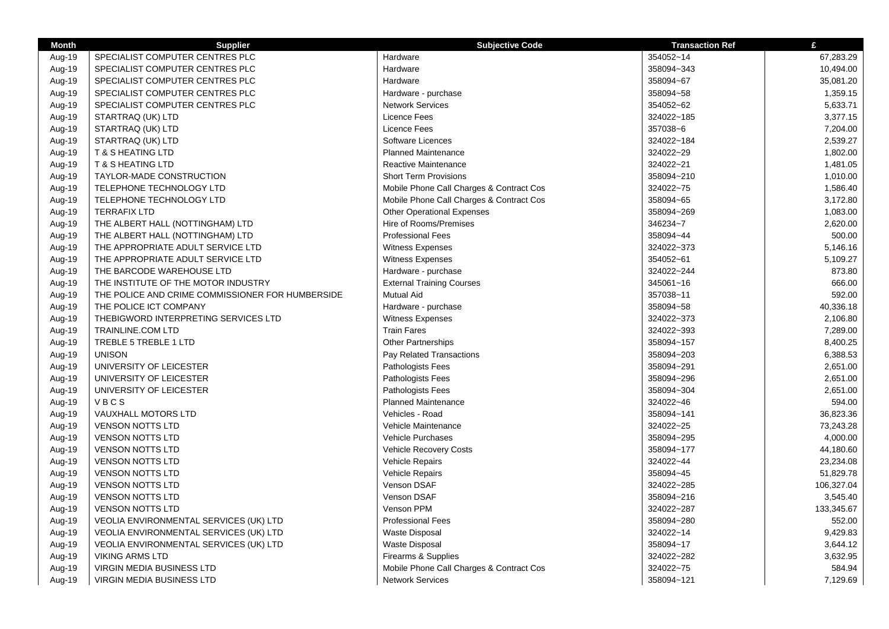| Month | Supplier | Subjective Code | Transaction Ref | £ |
|---|---|---|---|---|
| Aug-19 | SPECIALIST COMPUTER CENTRES PLC | Hardware | 354052~14 | 67,283.29 |
| Aug-19 | SPECIALIST COMPUTER CENTRES PLC | Hardware | 358094~343 | 10,494.00 |
| Aug-19 | SPECIALIST COMPUTER CENTRES PLC | Hardware | 358094~67 | 35,081.20 |
| Aug-19 | SPECIALIST COMPUTER CENTRES PLC | Hardware - purchase | 358094~58 | 1,359.15 |
| Aug-19 | SPECIALIST COMPUTER CENTRES PLC | Network Services | 354052~62 | 5,633.71 |
| Aug-19 | STARTRAQ (UK) LTD | Licence Fees | 324022~185 | 3,377.15 |
| Aug-19 | STARTRAQ (UK) LTD | Licence Fees | 357038~6 | 7,204.00 |
| Aug-19 | STARTRAQ (UK) LTD | Software Licences | 324022~184 | 2,539.27 |
| Aug-19 | T & S HEATING LTD | Planned Maintenance | 324022~29 | 1,802.00 |
| Aug-19 | T & S HEATING LTD | Reactive Maintenance | 324022~21 | 1,481.05 |
| Aug-19 | TAYLOR-MADE CONSTRUCTION | Short Term Provisions | 358094~210 | 1,010.00 |
| Aug-19 | TELEPHONE TECHNOLOGY LTD | Mobile Phone Call Charges & Contract Cos | 324022~75 | 1,586.40 |
| Aug-19 | TELEPHONE TECHNOLOGY LTD | Mobile Phone Call Charges & Contract Cos | 358094~65 | 3,172.80 |
| Aug-19 | TERRAFIX LTD | Other Operational Expenses | 358094~269 | 1,083.00 |
| Aug-19 | THE ALBERT HALL (NOTTINGHAM) LTD | Hire of Rooms/Premises | 346234~7 | 2,620.00 |
| Aug-19 | THE ALBERT HALL (NOTTINGHAM) LTD | Professional Fees | 358094~44 | 500.00 |
| Aug-19 | THE APPROPRIATE ADULT SERVICE LTD | Witness Expenses | 324022~373 | 5,146.16 |
| Aug-19 | THE APPROPRIATE ADULT SERVICE LTD | Witness Expenses | 354052~61 | 5,109.27 |
| Aug-19 | THE BARCODE WAREHOUSE LTD | Hardware - purchase | 324022~244 | 873.80 |
| Aug-19 | THE INSTITUTE OF THE MOTOR INDUSTRY | External Training Courses | 345061~16 | 666.00 |
| Aug-19 | THE POLICE AND CRIME COMMISSIONER FOR HUMBERSIDE | Mutual Aid | 357038~11 | 592.00 |
| Aug-19 | THE POLICE ICT COMPANY | Hardware - purchase | 358094~58 | 40,336.18 |
| Aug-19 | THEBIGWORD INTERPRETING SERVICES LTD | Witness Expenses | 324022~373 | 2,106.80 |
| Aug-19 | TRAINLINE.COM LTD | Train Fares | 324022~393 | 7,289.00 |
| Aug-19 | TREBLE 5 TREBLE 1 LTD | Other Partnerships | 358094~157 | 8,400.25 |
| Aug-19 | UNISON | Pay Related Transactions | 358094~203 | 6,388.53 |
| Aug-19 | UNIVERSITY OF LEICESTER | Pathologists Fees | 358094~291 | 2,651.00 |
| Aug-19 | UNIVERSITY OF LEICESTER | Pathologists Fees | 358094~296 | 2,651.00 |
| Aug-19 | UNIVERSITY OF LEICESTER | Pathologists Fees | 358094~304 | 2,651.00 |
| Aug-19 | V B C S | Planned Maintenance | 324022~46 | 594.00 |
| Aug-19 | VAUXHALL MOTORS LTD | Vehicles - Road | 358094~141 | 36,823.36 |
| Aug-19 | VENSON NOTTS LTD | Vehicle Maintenance | 324022~25 | 73,243.28 |
| Aug-19 | VENSON NOTTS LTD | Vehicle Purchases | 358094~295 | 4,000.00 |
| Aug-19 | VENSON NOTTS LTD | Vehicle Recovery Costs | 358094~177 | 44,180.60 |
| Aug-19 | VENSON NOTTS LTD | Vehicle Repairs | 324022~44 | 23,234.08 |
| Aug-19 | VENSON NOTTS LTD | Vehicle Repairs | 358094~45 | 51,829.78 |
| Aug-19 | VENSON NOTTS LTD | Venson DSAF | 324022~285 | 106,327.04 |
| Aug-19 | VENSON NOTTS LTD | Venson DSAF | 358094~216 | 3,545.40 |
| Aug-19 | VENSON NOTTS LTD | Venson PPM | 324022~287 | 133,345.67 |
| Aug-19 | VEOLIA ENVIRONMENTAL SERVICES (UK) LTD | Professional Fees | 358094~280 | 552.00 |
| Aug-19 | VEOLIA ENVIRONMENTAL SERVICES (UK) LTD | Waste Disposal | 324022~14 | 9,429.83 |
| Aug-19 | VEOLIA ENVIRONMENTAL SERVICES (UK) LTD | Waste Disposal | 358094~17 | 3,644.12 |
| Aug-19 | VIKING ARMS LTD | Firearms & Supplies | 324022~282 | 3,632.95 |
| Aug-19 | VIRGIN MEDIA BUSINESS LTD | Mobile Phone Call Charges & Contract Cos | 324022~75 | 584.94 |
| Aug-19 | VIRGIN MEDIA BUSINESS LTD | Network Services | 358094~121 | 7,129.69 |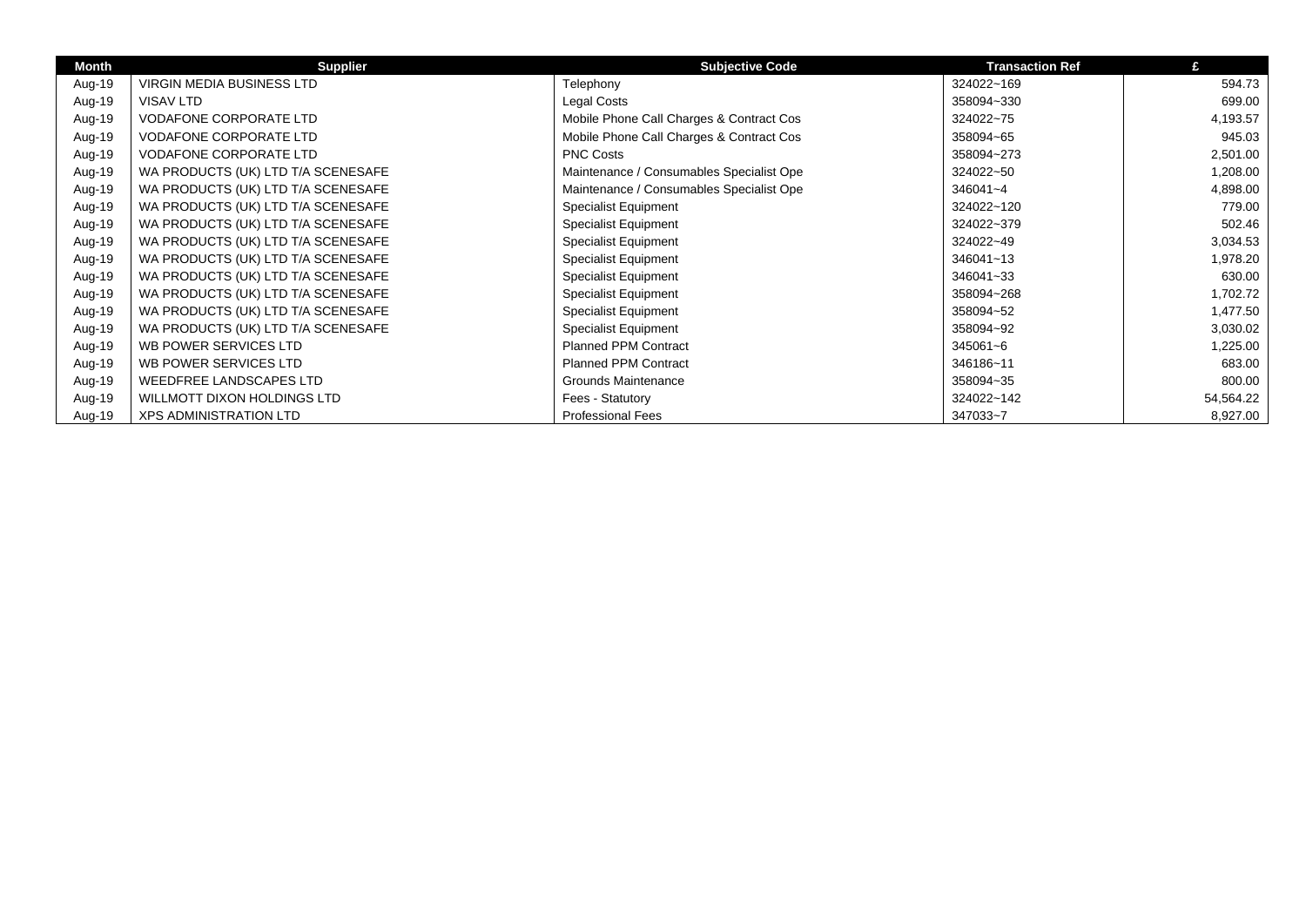| Month | Supplier | Subjective Code | Transaction Ref | £ |
|---|---|---|---|---|
| Aug-19 | VIRGIN MEDIA BUSINESS LTD | Telephony | 324022~169 | 594.73 |
| Aug-19 | VISAV LTD | Legal Costs | 358094~330 | 699.00 |
| Aug-19 | VODAFONE CORPORATE LTD | Mobile Phone Call Charges & Contract Cos | 324022~75 | 4,193.57 |
| Aug-19 | VODAFONE CORPORATE LTD | Mobile Phone Call Charges & Contract Cos | 358094~65 | 945.03 |
| Aug-19 | VODAFONE CORPORATE LTD | PNC Costs | 358094~273 | 2,501.00 |
| Aug-19 | WA PRODUCTS (UK) LTD T/A SCENESAFE | Maintenance / Consumables Specialist Ope | 324022~50 | 1,208.00 |
| Aug-19 | WA PRODUCTS (UK) LTD T/A SCENESAFE | Maintenance / Consumables Specialist Ope | 346041~4 | 4,898.00 |
| Aug-19 | WA PRODUCTS (UK) LTD T/A SCENESAFE | Specialist Equipment | 324022~120 | 779.00 |
| Aug-19 | WA PRODUCTS (UK) LTD T/A SCENESAFE | Specialist Equipment | 324022~379 | 502.46 |
| Aug-19 | WA PRODUCTS (UK) LTD T/A SCENESAFE | Specialist Equipment | 324022~49 | 3,034.53 |
| Aug-19 | WA PRODUCTS (UK) LTD T/A SCENESAFE | Specialist Equipment | 346041~13 | 1,978.20 |
| Aug-19 | WA PRODUCTS (UK) LTD T/A SCENESAFE | Specialist Equipment | 346041~33 | 630.00 |
| Aug-19 | WA PRODUCTS (UK) LTD T/A SCENESAFE | Specialist Equipment | 358094~268 | 1,702.72 |
| Aug-19 | WA PRODUCTS (UK) LTD T/A SCENESAFE | Specialist Equipment | 358094~52 | 1,477.50 |
| Aug-19 | WA PRODUCTS (UK) LTD T/A SCENESAFE | Specialist Equipment | 358094~92 | 3,030.02 |
| Aug-19 | WB POWER SERVICES LTD | Planned PPM Contract | 345061~6 | 1,225.00 |
| Aug-19 | WB POWER SERVICES LTD | Planned PPM Contract | 346186~11 | 683.00 |
| Aug-19 | WEEDFREE LANDSCAPES LTD | Grounds Maintenance | 358094~35 | 800.00 |
| Aug-19 | WILLMOTT DIXON HOLDINGS LTD | Fees - Statutory | 324022~142 | 54,564.22 |
| Aug-19 | XPS ADMINISTRATION LTD | Professional Fees | 347033~7 | 8,927.00 |